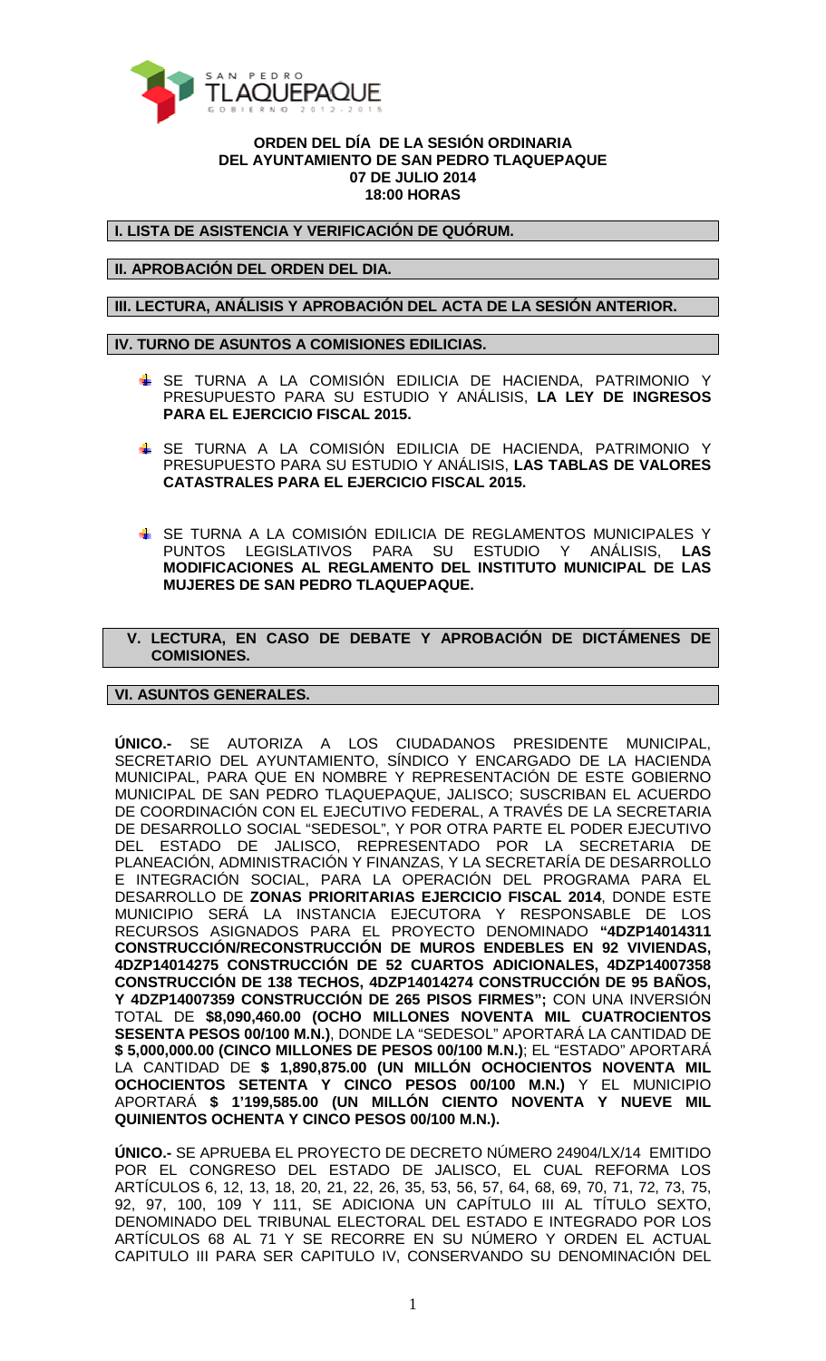**ORDEN DEL DÍA DE LA SESIÓN ORDINARIA**
**DEL AYUNTAMIENTO DE SAN PEDRO TLAQUEPAQUE**
**07 DE JULIO 2014**
**18:00 HORAS**

**I. LISTA DE ASISTENCIA Y VERIFICACIÓN DE QUÓRUM.**

**II. APROBACIÓN DEL ORDEN DEL DIA.**

**III. LECTURA, ANÁLISIS Y APROBACIÓN DEL ACTA DE LA SESIÓN ANTERIOR.**

**IV. TURNO DE ASUNTOS A COMISIONES EDILICIAS.**

- SE TURNA A LA COMISIÓN EDILICIA DE HACIENDA, PATRIMONIO Y PRESUPUESTO PARA SU ESTUDIO Y ANÁLISIS, **LA LEY DE INGRESOS PARA EL EJERCICIO FISCAL 2015.**
- SE TURNA A LA COMISIÓN EDILICIA DE HACIENDA, PATRIMONIO Y PRESUPUESTO PARA SU ESTUDIO Y ANÁLISIS, **LAS TABLAS DE VALORES CATASTRALES PARA EL EJERCICIO FISCAL 2015.**
- SE TURNA A LA COMISIÓN EDILICIA DE REGLAMENTOS MUNICIPALES Y PUNTOS LEGISLATIVOS PARA SU ESTUDIO Y ANÁLISIS, **LAS MODIFICACIONES AL REGLAMENTO DEL INSTITUTO MUNICIPAL DE LAS MUJERES DE SAN PEDRO TLAQUEPAQUE.**

**V. LECTURA, EN CASO DE DEBATE Y APROBACIÓN DE DICTÁMENES DE COMISIONES.**

**VI. ASUNTOS GENERALES.**

**ÚNICO.-** SE AUTORIZA A LOS CIUDADANOS PRESIDENTE MUNICIPAL, SECRETARIO DEL AYUNTAMIENTO, SÍNDICO Y ENCARGADO DE LA HACIENDA MUNICIPAL, PARA QUE EN NOMBRE Y REPRESENTACIÓN DE ESTE GOBIERNO MUNICIPAL DE SAN PEDRO TLAQUEPAQUE, JALISCO; SUSCRIBAN EL ACUERDO DE COORDINACIÓN CON EL EJECUTIVO FEDERAL, A TRAVÉS DE LA SECRETARIA DE DESARROLLO SOCIAL "SEDESOL", Y POR OTRA PARTE EL PODER EJECUTIVO DEL ESTADO DE JALISCO, REPRESENTADO POR LA SECRETARIA DE PLANEACIÓN, ADMINISTRACIÓN Y FINANZAS, Y LA SECRETARÍA DE DESARROLLO E INTEGRACIÓN SOCIAL, PARA LA OPERACIÓN DEL PROGRAMA PARA EL DESARROLLO DE **ZONAS PRIORITARIAS EJERCICIO FISCAL 2014**, DONDE ESTE MUNICIPIO SERÁ LA INSTANCIA EJECUTORA Y RESPONSABLE DE LOS RECURSOS ASIGNADOS PARA EL PROYECTO DENOMINADO **"4DZP14014311 CONSTRUCCIÓN/RECONSTRUCCIÓN DE MUROS ENDEBLES EN 92 VIVIENDAS, 4DZP14014275 CONSTRUCCIÓN DE 52 CUARTOS ADICIONALES, 4DZP14007358 CONSTRUCCIÓN DE 138 TECHOS, 4DZP14014274 CONSTRUCCIÓN DE 95 BAÑOS, Y 4DZP14007359 CONSTRUCCIÓN DE 265 PISOS FIRMES";** CON UNA INVERSIÓN TOTAL DE **$8,090,460.00 (OCHO MILLONES NOVENTA MIL CUATROCIENTOS SESENTA PESOS 00/100 M.N.)**, DONDE LA "SEDESOL" APORTARÁ LA CANTIDAD DE **$ 5,000,000.00 (CINCO MILLONES DE PESOS 00/100 M.N.)**; EL "ESTADO" APORTARÁ LA CANTIDAD DE **$ 1,890,875.00 (UN MILLÓN OCHOCIENTOS NOVENTA MIL OCHOCIENTOS SETENTA Y CINCO PESOS 00/100 M.N.)** Y EL MUNICIPIO APORTARÁ **$ 1'199,585.00 (UN MILLÓN CIENTO NOVENTA Y NUEVE MIL QUINIENTOS OCHENTA Y CINCO PESOS 00/100 M.N.).**

**ÚNICO.-** SE APRUEBA EL PROYECTO DE DECRETO NÚMERO 24904/LX/14 EMITIDO POR EL CONGRESO DEL ESTADO DE JALISCO, EL CUAL REFORMA LOS ARTÍCULOS 6, 12, 13, 18, 20, 21, 22, 26, 35, 53, 56, 57, 64, 68, 69, 70, 71, 72, 73, 75, 92, 97, 100, 109 Y 111, SE ADICIONA UN CAPÍTULO III AL TÍTULO SEXTO, DENOMINADO DEL TRIBUNAL ELECTORAL DEL ESTADO E INTEGRADO POR LOS ARTÍCULOS 68 AL 71 Y SE RECORRE EN SU NÚMERO Y ORDEN EL ACTUAL CAPITULO III PARA SER CAPITULO IV, CONSERVANDO SU DENOMINACIÓN DEL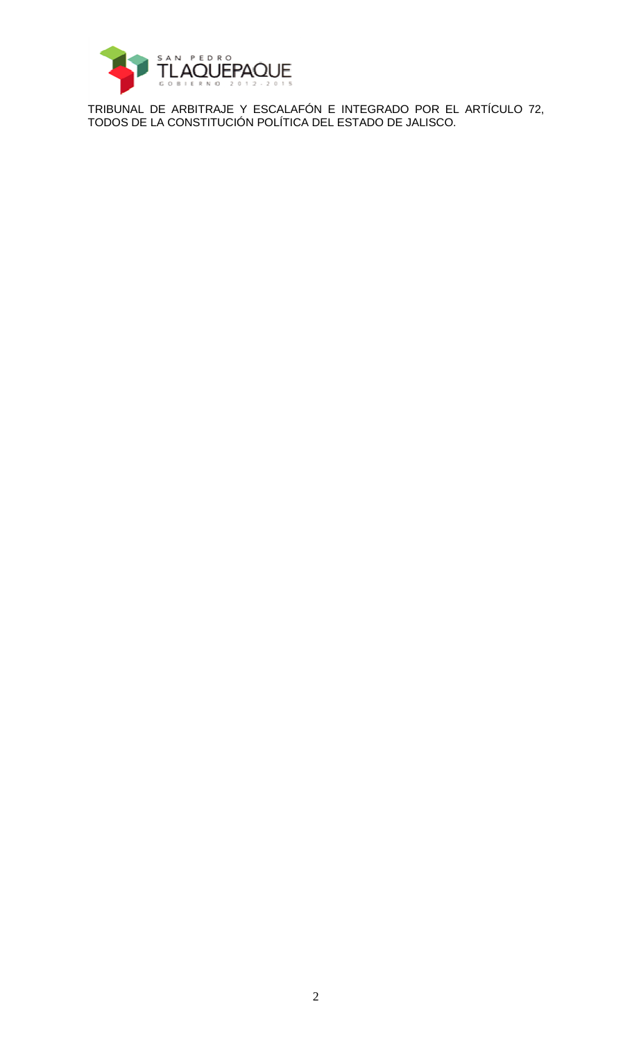TRIBUNAL DE ARBITRAJE Y ESCALAFÓN E INTEGRADO POR EL ARTÍCULO 72, TODOS DE LA CONSTITUCIÓN POLÍTICA DEL ESTADO DE JALISCO.